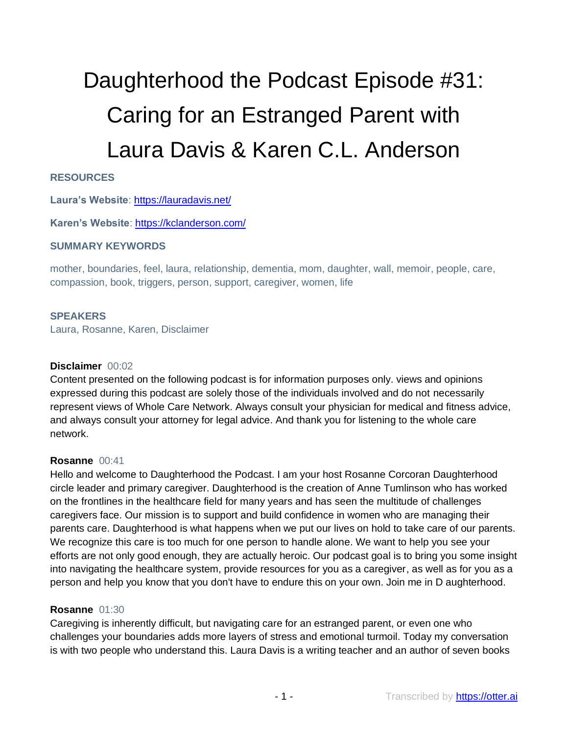# Daughterhood the Podcast Episode #31: Caring for an Estranged Parent with Laura Davis & Karen C.L. Anderson

**RESOURCES**

**Laura's Website**: https://lauradavis.net/

**Karen's Website**: https://kclanderson.com/

**SUMMARY KEYWORDS**

mother, boundaries, feel, laura, relationship, dementia, mom, daughter, wall, memoir, people, care, compassion, book, triggers, person, support, caregiver, women, life

**SPEAKERS**

Laura, Rosanne, Karen, Disclaimer

**Disclaimer** 00:02

Content presented on the following podcast is for information purposes only. views and opinions expressed during this podcast are solely those of the individuals involved and do not necessarily represent views of Whole Care Network. Always consult your physician for medical and fitness advice, and always consult your attorney for legal advice. And thank you for listening to the whole care network.

**Rosanne** 00:41

Hello and welcome to Daughterhood the Podcast. I am your host Rosanne Corcoran Daughterhood circle leader and primary caregiver. Daughterhood is the creation of Anne Tumlinson who has worked on the frontlines in the healthcare field for many years and has seen the multitude of challenges caregivers face. Our mission is to support and build confidence in women who are managing their parents care. Daughterhood is what happens when we put our lives on hold to take care of our parents. We recognize this care is too much for one person to handle alone. We want to help you see your efforts are not only good enough, they are actually heroic. Our podcast goal is to bring you some insight into navigating the healthcare system, provide resources for you as a caregiver, as well as for you as a person and help you know that you don't have to endure this on your own. Join me in D aughterhood.

**Rosanne** 01:30

Caregiving is inherently difficult, but navigating care for an estranged parent, or even one who challenges your boundaries adds more layers of stress and emotional turmoil. Today my conversation is with two people who understand this. Laura Davis is a writing teacher and an author of seven books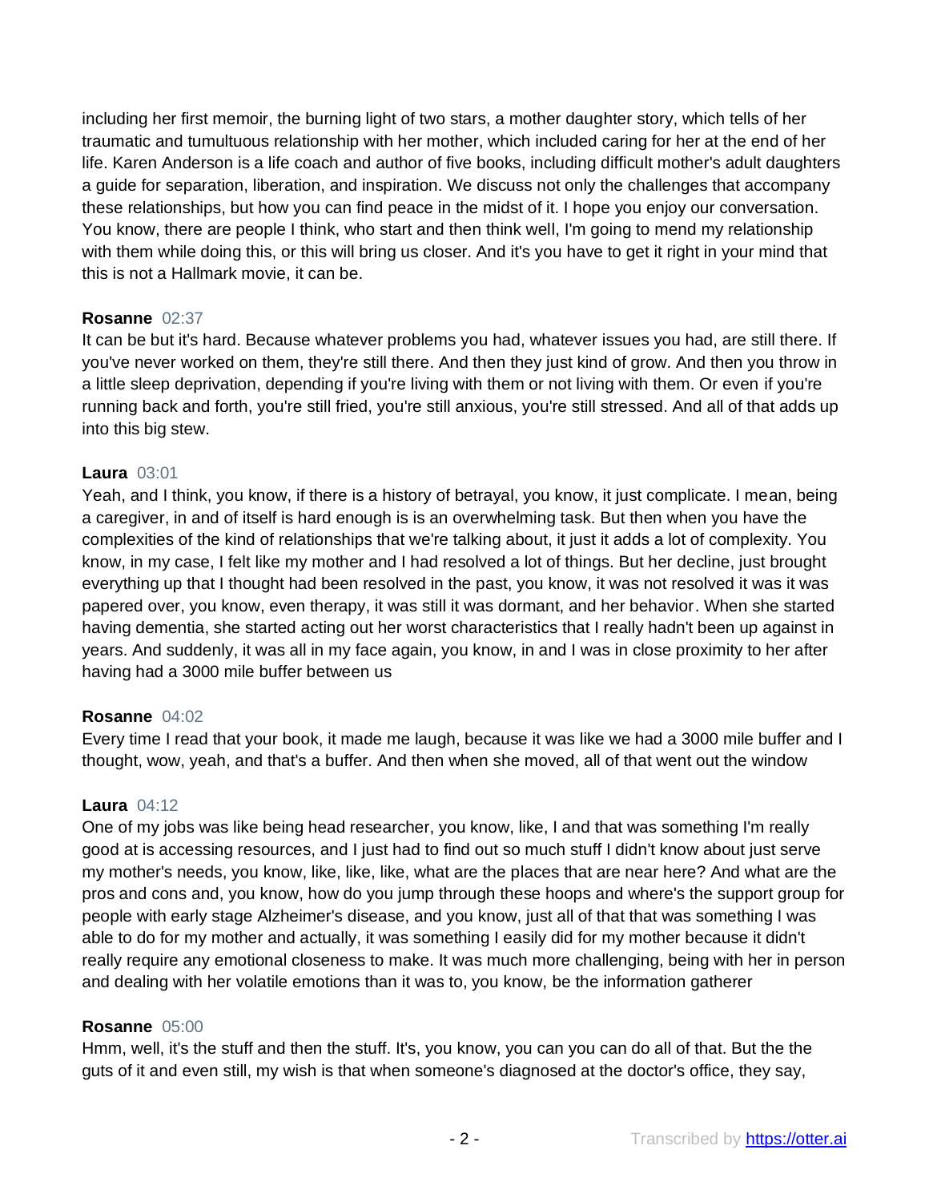including her first memoir, the burning light of two stars, a mother daughter story, which tells of her traumatic and tumultuous relationship with her mother, which included caring for her at the end of her life. Karen Anderson is a life coach and author of five books, including difficult mother's adult daughters a guide for separation, liberation, and inspiration. We discuss not only the challenges that accompany these relationships, but how you can find peace in the midst of it. I hope you enjoy our conversation. You know, there are people I think, who start and then think well, I'm going to mend my relationship with them while doing this, or this will bring us closer. And it's you have to get it right in your mind that this is not a Hallmark movie, it can be.

**Rosanne** 02:37
It can be but it's hard. Because whatever problems you had, whatever issues you had, are still there. If you've never worked on them, they're still there. And then they just kind of grow. And then you throw in a little sleep deprivation, depending if you're living with them or not living with them. Or even if you're running back and forth, you're still fried, you're still anxious, you're still stressed. And all of that adds up into this big stew.

**Laura** 03:01
Yeah, and I think, you know, if there is a history of betrayal, you know, it just complicate. I mean, being a caregiver, in and of itself is hard enough is is an overwhelming task. But then when you have the complexities of the kind of relationships that we're talking about, it just it adds a lot of complexity. You know, in my case, I felt like my mother and I had resolved a lot of things. But her decline, just brought everything up that I thought had been resolved in the past, you know, it was not resolved it was it was papered over, you know, even therapy, it was still it was dormant, and her behavior. When she started having dementia, she started acting out her worst characteristics that I really hadn't been up against in years. And suddenly, it was all in my face again, you know, in and I was in close proximity to her after having had a 3000 mile buffer between us

**Rosanne** 04:02
Every time I read that your book, it made me laugh, because it was like we had a 3000 mile buffer and I thought, wow, yeah, and that's a buffer. And then when she moved, all of that went out the window

**Laura** 04:12
One of my jobs was like being head researcher, you know, like, I and that was something I'm really good at is accessing resources, and I just had to find out so much stuff I didn't know about just serve my mother's needs, you know, like, like, like, what are the places that are near here? And what are the pros and cons and, you know, how do you jump through these hoops and where's the support group for people with early stage Alzheimer's disease, and you know, just all of that that was something I was able to do for my mother and actually, it was something I easily did for my mother because it didn't really require any emotional closeness to make. It was much more challenging, being with her in person and dealing with her volatile emotions than it was to, you know, be the information gatherer

**Rosanne** 05:00
Hmm, well, it's the stuff and then the stuff. It's, you know, you can you can do all of that. But the the guts of it and even still, my wish is that when someone's diagnosed at the doctor's office, they say,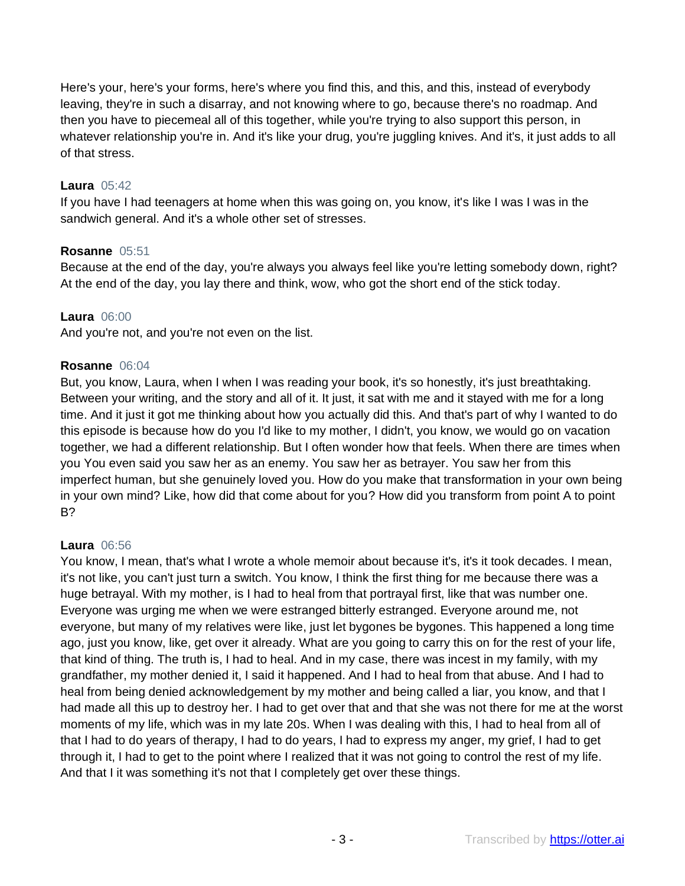Here's your, here's your forms, here's where you find this, and this, and this, instead of everybody leaving, they're in such a disarray, and not knowing where to go, because there's no roadmap. And then you have to piecemeal all of this together, while you're trying to also support this person, in whatever relationship you're in. And it's like your drug, you're juggling knives. And it's, it just adds to all of that stress.

**Laura** 05:42
If you have I had teenagers at home when this was going on, you know, it's like I was I was in the sandwich general. And it's a whole other set of stresses.

**Rosanne** 05:51
Because at the end of the day, you're always you always feel like you're letting somebody down, right? At the end of the day, you lay there and think, wow, who got the short end of the stick today.

**Laura** 06:00
And you're not, and you're not even on the list.

**Rosanne** 06:04
But, you know, Laura, when I when I was reading your book, it's so honestly, it's just breathtaking. Between your writing, and the story and all of it. It just, it sat with me and it stayed with me for a long time. And it just it got me thinking about how you actually did this. And that's part of why I wanted to do this episode is because how do you I'd like to my mother, I didn't, you know, we would go on vacation together, we had a different relationship. But I often wonder how that feels. When there are times when you You even said you saw her as an enemy. You saw her as betrayer. You saw her from this imperfect human, but she genuinely loved you. How do you make that transformation in your own being in your own mind? Like, how did that come about for you? How did you transform from point A to point B?

**Laura** 06:56
You know, I mean, that's what I wrote a whole memoir about because it's, it's it took decades. I mean, it's not like, you can't just turn a switch. You know, I think the first thing for me because there was a huge betrayal. With my mother, is I had to heal from that portrayal first, like that was number one. Everyone was urging me when we were estranged bitterly estranged. Everyone around me, not everyone, but many of my relatives were like, just let bygones be bygones. This happened a long time ago, just you know, like, get over it already. What are you going to carry this on for the rest of your life, that kind of thing. The truth is, I had to heal. And in my case, there was incest in my family, with my grandfather, my mother denied it, I said it happened. And I had to heal from that abuse. And I had to heal from being denied acknowledgement by my mother and being called a liar, you know, and that I had made all this up to destroy her. I had to get over that and that she was not there for me at the worst moments of my life, which was in my late 20s. When I was dealing with this, I had to heal from all of that I had to do years of therapy, I had to do years, I had to express my anger, my grief, I had to get through it, I had to get to the point where I realized that it was not going to control the rest of my life. And that I it was something it's not that I completely get over these things.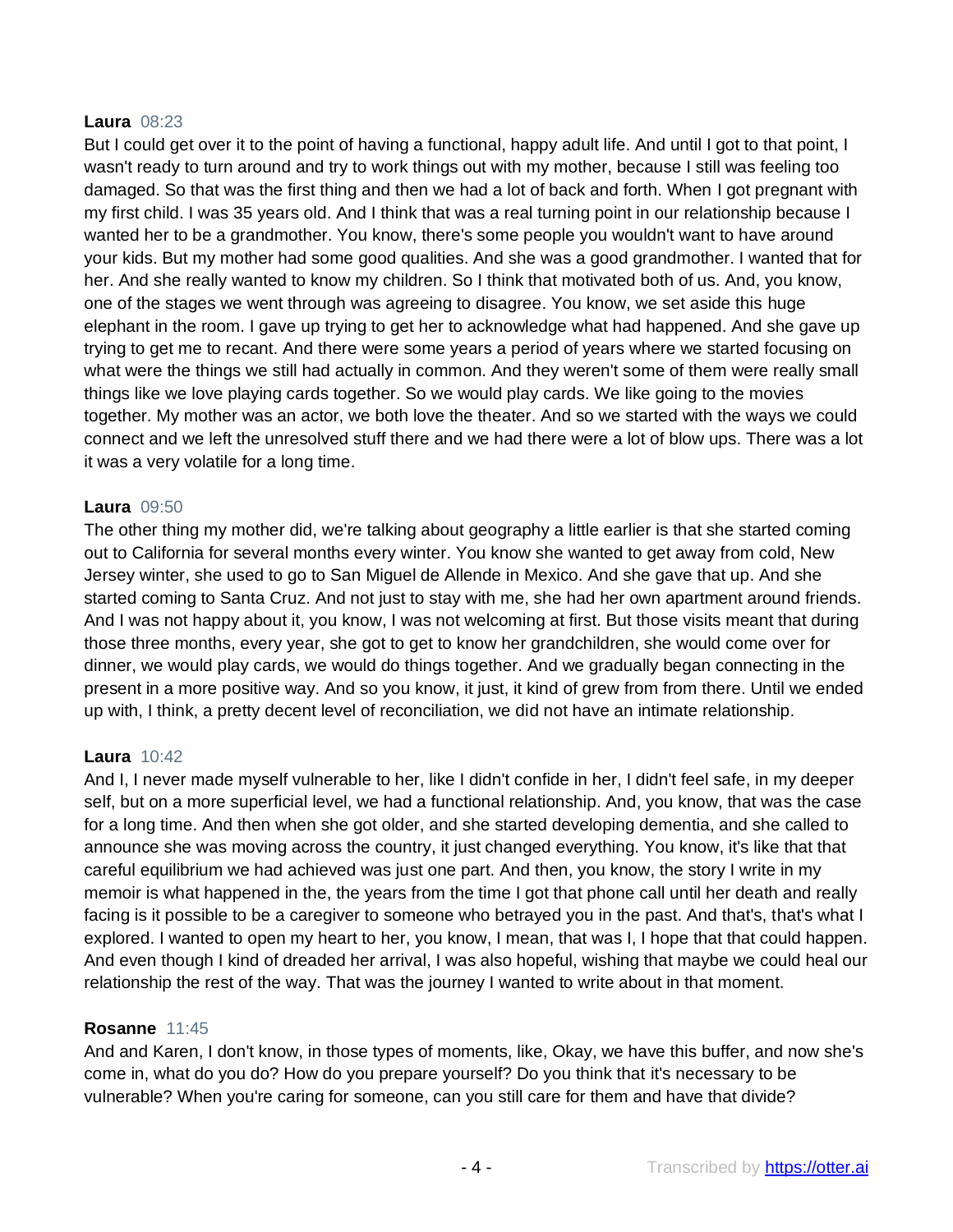**Laura** 08:23

But I could get over it to the point of having a functional, happy adult life. And until I got to that point, I wasn't ready to turn around and try to work things out with my mother, because I still was feeling too damaged. So that was the first thing and then we had a lot of back and forth. When I got pregnant with my first child. I was 35 years old. And I think that was a real turning point in our relationship because I wanted her to be a grandmother. You know, there's some people you wouldn't want to have around your kids. But my mother had some good qualities. And she was a good grandmother. I wanted that for her. And she really wanted to know my children. So I think that motivated both of us. And, you know, one of the stages we went through was agreeing to disagree. You know, we set aside this huge elephant in the room. I gave up trying to get her to acknowledge what had happened. And she gave up trying to get me to recant. And there were some years a period of years where we started focusing on what were the things we still had actually in common. And they weren't some of them were really small things like we love playing cards together. So we would play cards. We like going to the movies together. My mother was an actor, we both love the theater. And so we started with the ways we could connect and we left the unresolved stuff there and we had there were a lot of blow ups. There was a lot it was a very volatile for a long time.

**Laura** 09:50

The other thing my mother did, we're talking about geography a little earlier is that she started coming out to California for several months every winter. You know she wanted to get away from cold, New Jersey winter, she used to go to San Miguel de Allende in Mexico. And she gave that up. And she started coming to Santa Cruz. And not just to stay with me, she had her own apartment around friends. And I was not happy about it, you know, I was not welcoming at first. But those visits meant that during those three months, every year, she got to get to know her grandchildren, she would come over for dinner, we would play cards, we would do things together. And we gradually began connecting in the present in a more positive way. And so you know, it just, it kind of grew from from there. Until we ended up with, I think, a pretty decent level of reconciliation, we did not have an intimate relationship.

**Laura** 10:42

And I, I never made myself vulnerable to her, like I didn't confide in her, I didn't feel safe, in my deeper self, but on a more superficial level, we had a functional relationship. And, you know, that was the case for a long time. And then when she got older, and she started developing dementia, and she called to announce she was moving across the country, it just changed everything. You know, it's like that that careful equilibrium we had achieved was just one part. And then, you know, the story I write in my memoir is what happened in the, the years from the time I got that phone call until her death and really facing is it possible to be a caregiver to someone who betrayed you in the past. And that's, that's what I explored. I wanted to open my heart to her, you know, I mean, that was I, I hope that that could happen. And even though I kind of dreaded her arrival, I was also hopeful, wishing that maybe we could heal our relationship the rest of the way. That was the journey I wanted to write about in that moment.

**Rosanne** 11:45

And and Karen, I don't know, in those types of moments, like, Okay, we have this buffer, and now she's come in, what do you do? How do you prepare yourself? Do you think that it's necessary to be vulnerable? When you're caring for someone, can you still care for them and have that divide?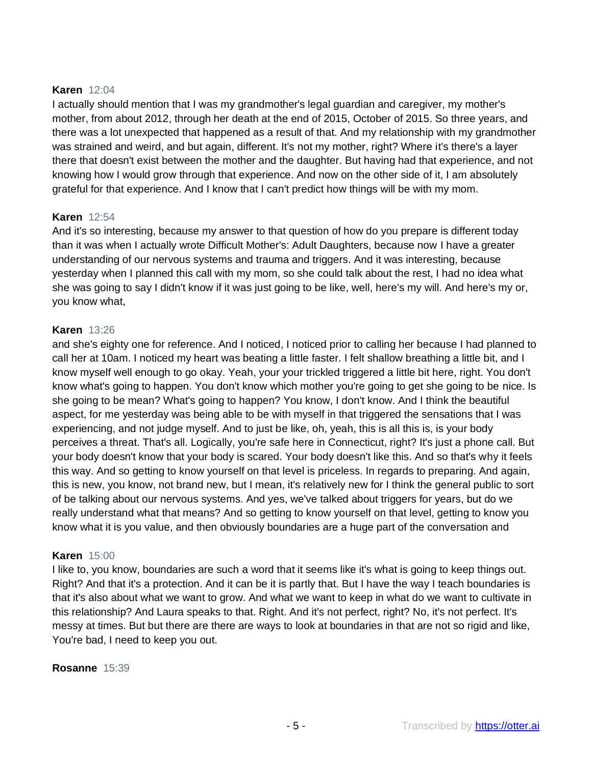**Karen** 12:04
I actually should mention that I was my grandmother's legal guardian and caregiver, my mother's mother, from about 2012, through her death at the end of 2015, October of 2015. So three years, and there was a lot unexpected that happened as a result of that. And my relationship with my grandmother was strained and weird, and but again, different. It's not my mother, right? Where it's there's a layer there that doesn't exist between the mother and the daughter. But having had that experience, and not knowing how I would grow through that experience. And now on the other side of it, I am absolutely grateful for that experience. And I know that I can't predict how things will be with my mom.

**Karen** 12:54
And it's so interesting, because my answer to that question of how do you prepare is different today than it was when I actually wrote Difficult Mother's: Adult Daughters, because now I have a greater understanding of our nervous systems and trauma and triggers. And it was interesting, because yesterday when I planned this call with my mom, so she could talk about the rest, I had no idea what she was going to say I didn't know if it was just going to be like, well, here's my will. And here's my or, you know what,

**Karen** 13:26
and she's eighty one for reference. And I noticed, I noticed prior to calling her because I had planned to call her at 10am. I noticed my heart was beating a little faster. I felt shallow breathing a little bit, and I know myself well enough to go okay. Yeah, your your trickled triggered a little bit here, right. You don't know what's going to happen. You don't know which mother you're going to get she going to be nice. Is she going to be mean? What's going to happen? You know, I don't know. And I think the beautiful aspect, for me yesterday was being able to be with myself in that triggered the sensations that I was experiencing, and not judge myself. And to just be like, oh, yeah, this is all this is, is your body perceives a threat. That's all. Logically, you're safe here in Connecticut, right? It's just a phone call. But your body doesn't know that your body is scared. Your body doesn't like this. And so that's why it feels this way. And so getting to know yourself on that level is priceless. In regards to preparing. And again, this is new, you know, not brand new, but I mean, it's relatively new for I think the general public to sort of be talking about our nervous systems. And yes, we've talked about triggers for years, but do we really understand what that means? And so getting to know yourself on that level, getting to know you know what it is you value, and then obviously boundaries are a huge part of the conversation and

**Karen** 15:00
I like to, you know, boundaries are such a word that it seems like it's what is going to keep things out. Right? And that it's a protection. And it can be it is partly that. But I have the way I teach boundaries is that it's also about what we want to grow. And what we want to keep in what do we want to cultivate in this relationship? And Laura speaks to that. Right. And it's not perfect, right? No, it's not perfect. It's messy at times. But but there are there are ways to look at boundaries in that are not so rigid and like, You're bad, I need to keep you out.

**Rosanne** 15:39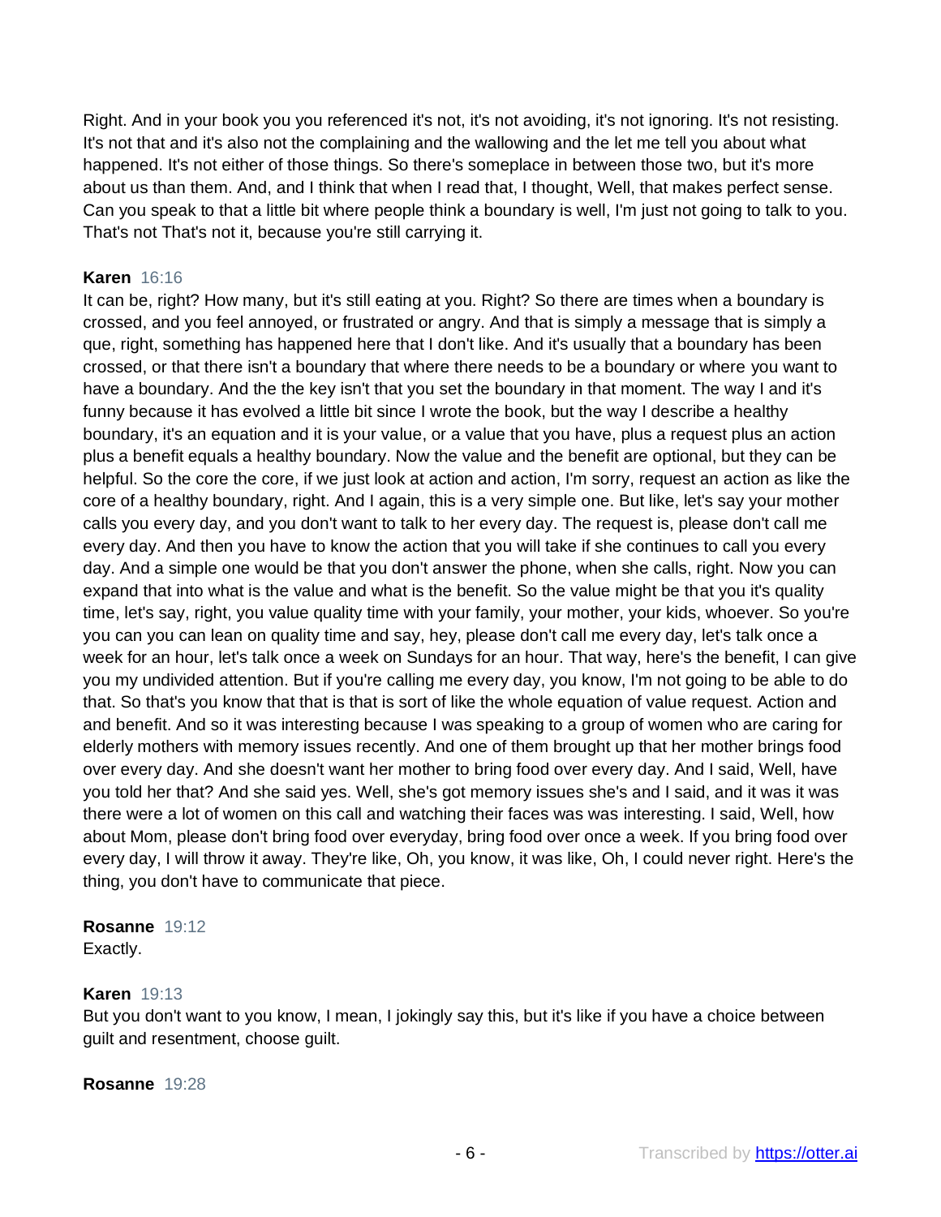Right. And in your book you you referenced it's not, it's not avoiding, it's not ignoring. It's not resisting. It's not that and it's also not the complaining and the wallowing and the let me tell you about what happened. It's not either of those things. So there's someplace in between those two, but it's more about us than them. And, and I think that when I read that, I thought, Well, that makes perfect sense. Can you speak to that a little bit where people think a boundary is well, I'm just not going to talk to you. That's not That's not it, because you're still carrying it.

**Karen** 16:16
It can be, right? How many, but it's still eating at you. Right? So there are times when a boundary is crossed, and you feel annoyed, or frustrated or angry. And that is simply a message that is simply a que, right, something has happened here that I don't like. And it's usually that a boundary has been crossed, or that there isn't a boundary that where there needs to be a boundary or where you want to have a boundary. And the the key isn't that you set the boundary in that moment. The way I and it's funny because it has evolved a little bit since I wrote the book, but the way I describe a healthy boundary, it's an equation and it is your value, or a value that you have, plus a request plus an action plus a benefit equals a healthy boundary. Now the value and the benefit are optional, but they can be helpful. So the core the core, if we just look at action and action, I'm sorry, request an action as like the core of a healthy boundary, right. And I again, this is a very simple one. But like, let's say your mother calls you every day, and you don't want to talk to her every day. The request is, please don't call me every day. And then you have to know the action that you will take if she continues to call you every day. And a simple one would be that you don't answer the phone, when she calls, right. Now you can expand that into what is the value and what is the benefit. So the value might be that you it's quality time, let's say, right, you value quality time with your family, your mother, your kids, whoever. So you're you can you can lean on quality time and say, hey, please don't call me every day, let's talk once a week for an hour, let's talk once a week on Sundays for an hour. That way, here's the benefit, I can give you my undivided attention. But if you're calling me every day, you know, I'm not going to be able to do that. So that's you know that that is that is sort of like the whole equation of value request. Action and and benefit. And so it was interesting because I was speaking to a group of women who are caring for elderly mothers with memory issues recently. And one of them brought up that her mother brings food over every day. And she doesn't want her mother to bring food over every day. And I said, Well, have you told her that? And she said yes. Well, she's got memory issues she's and I said, and it was it was there were a lot of women on this call and watching their faces was was interesting. I said, Well, how about Mom, please don't bring food over everyday, bring food over once a week. If you bring food over every day, I will throw it away. They're like, Oh, you know, it was like, Oh, I could never right. Here's the thing, you don't have to communicate that piece.

**Rosanne** 19:12
Exactly.

**Karen** 19:13
But you don't want to you know, I mean, I jokingly say this, but it's like if you have a choice between guilt and resentment, choose guilt.

**Rosanne** 19:28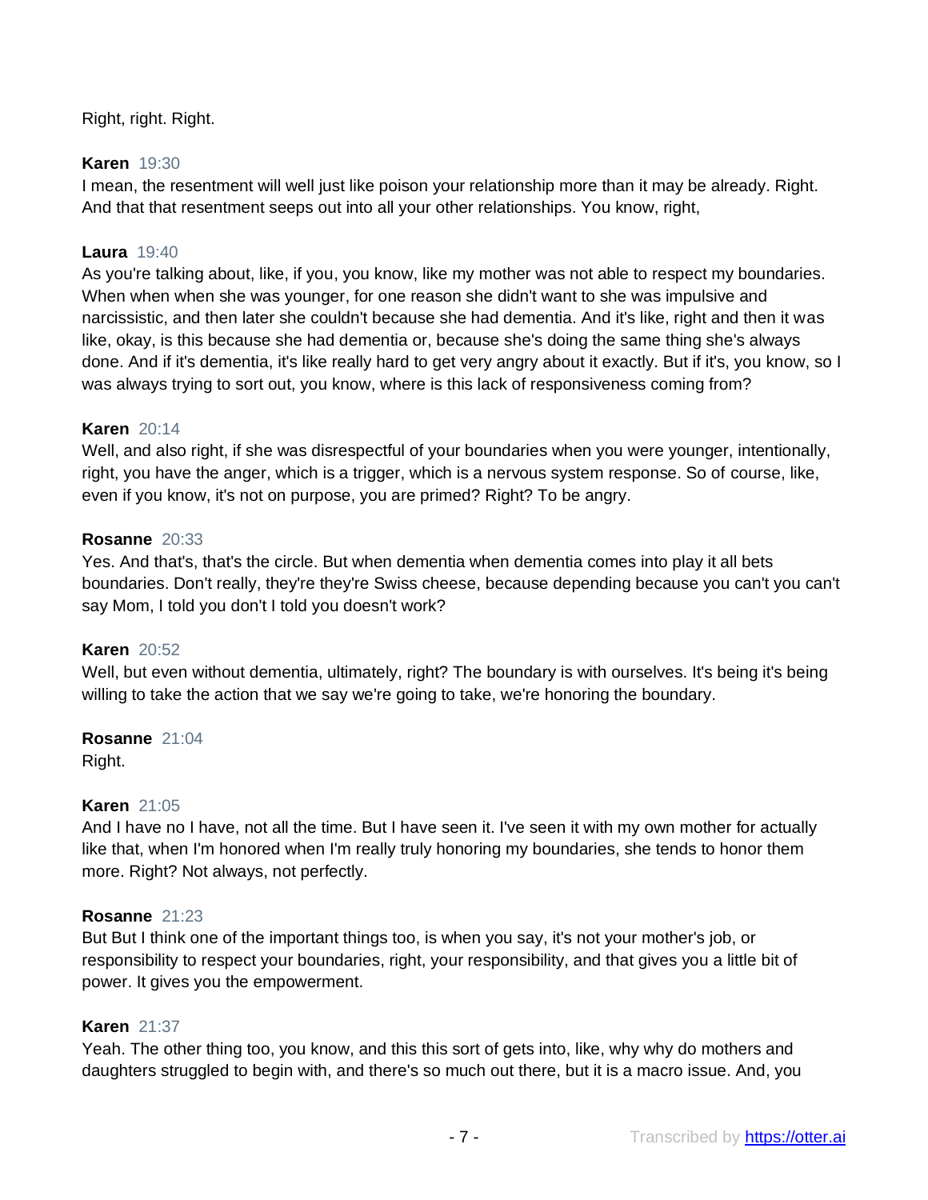Right, right. Right.

**Karen** 19:30
I mean, the resentment will well just like poison your relationship more than it may be already. Right. And that that resentment seeps out into all your other relationships. You know, right,

**Laura** 19:40
As you're talking about, like, if you, you know, like my mother was not able to respect my boundaries. When when when she was younger, for one reason she didn't want to she was impulsive and narcissistic, and then later she couldn't because she had dementia. And it's like, right and then it was like, okay, is this because she had dementia or, because she's doing the same thing she's always done. And if it's dementia, it's like really hard to get very angry about it exactly. But if it's, you know, so I was always trying to sort out, you know, where is this lack of responsiveness coming from?

**Karen** 20:14
Well, and also right, if she was disrespectful of your boundaries when you were younger, intentionally, right, you have the anger, which is a trigger, which is a nervous system response. So of course, like, even if you know, it's not on purpose, you are primed? Right? To be angry.

**Rosanne** 20:33
Yes. And that's, that's the circle. But when dementia when dementia comes into play it all bets boundaries. Don't really, they're they're Swiss cheese, because depending because you can't you can't say Mom, I told you don't I told you doesn't work?

**Karen** 20:52
Well, but even without dementia, ultimately, right? The boundary is with ourselves. It's being it's being willing to take the action that we say we're going to take, we're honoring the boundary.

**Rosanne** 21:04
Right.

**Karen** 21:05
And I have no I have, not all the time. But I have seen it. I've seen it with my own mother for actually like that, when I'm honored when I'm really truly honoring my boundaries, she tends to honor them more. Right? Not always, not perfectly.

**Rosanne** 21:23
But But I think one of the important things too, is when you say, it's not your mother's job, or responsibility to respect your boundaries, right, your responsibility, and that gives you a little bit of power. It gives you the empowerment.

**Karen** 21:37
Yeah. The other thing too, you know, and this this sort of gets into, like, why why do mothers and daughters struggled to begin with, and there's so much out there, but it is a macro issue. And, you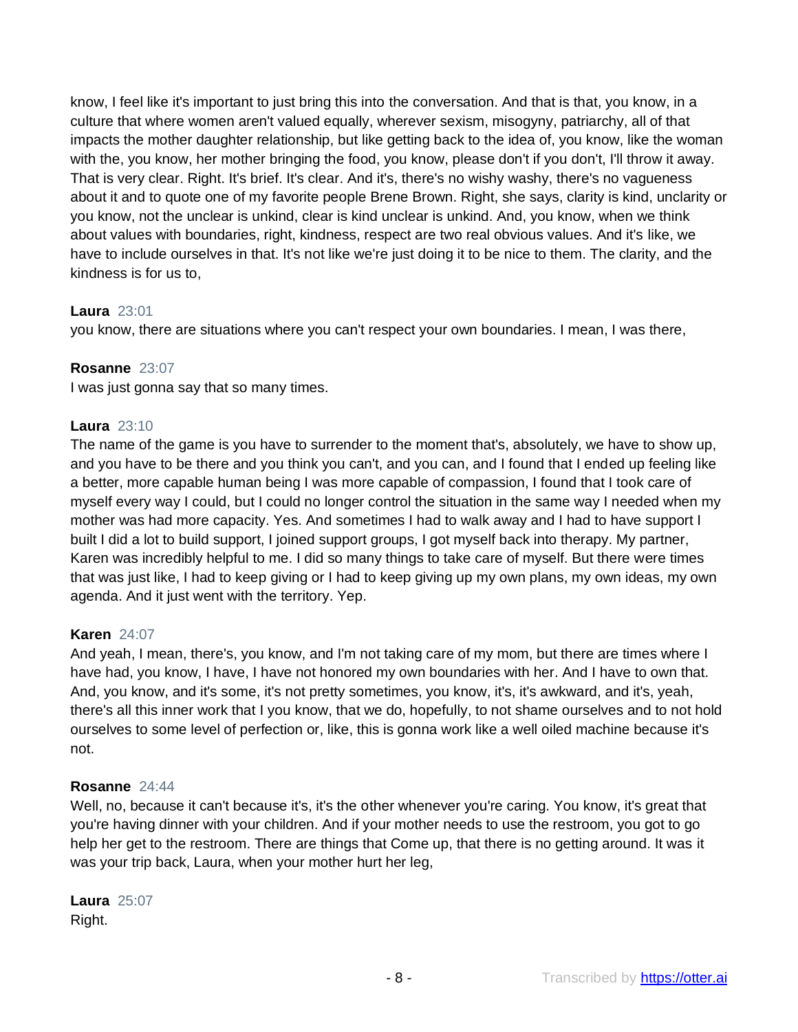know, I feel like it's important to just bring this into the conversation. And that is that, you know, in a culture that where women aren't valued equally, wherever sexism, misogyny, patriarchy, all of that impacts the mother daughter relationship, but like getting back to the idea of, you know, like the woman with the, you know, her mother bringing the food, you know, please don't if you don't, I'll throw it away. That is very clear. Right. It's brief. It's clear. And it's, there's no wishy washy, there's no vagueness about it and to quote one of my favorite people Brene Brown. Right, she says, clarity is kind, unclarity or you know, not the unclear is unkind, clear is kind unclear is unkind. And, you know, when we think about values with boundaries, right, kindness, respect are two real obvious values. And it's like, we have to include ourselves in that. It's not like we're just doing it to be nice to them. The clarity, and the kindness is for us to,

**Laura** 23:01
you know, there are situations where you can't respect your own boundaries. I mean, I was there,

**Rosanne** 23:07
I was just gonna say that so many times.

**Laura** 23:10
The name of the game is you have to surrender to the moment that's, absolutely, we have to show up, and you have to be there and you think you can't, and you can, and I found that I ended up feeling like a better, more capable human being I was more capable of compassion, I found that I took care of myself every way I could, but I could no longer control the situation in the same way I needed when my mother was had more capacity. Yes. And sometimes I had to walk away and I had to have support I built I did a lot to build support, I joined support groups, I got myself back into therapy. My partner, Karen was incredibly helpful to me. I did so many things to take care of myself. But there were times that was just like, I had to keep giving or I had to keep giving up my own plans, my own ideas, my own agenda. And it just went with the territory. Yep.

**Karen** 24:07
And yeah, I mean, there's, you know, and I'm not taking care of my mom, but there are times where I have had, you know, I have, I have not honored my own boundaries with her. And I have to own that. And, you know, and it's some, it's not pretty sometimes, you know, it's, it's awkward, and it's, yeah, there's all this inner work that I you know, that we do, hopefully, to not shame ourselves and to not hold ourselves to some level of perfection or, like, this is gonna work like a well oiled machine because it's not.

**Rosanne** 24:44
Well, no, because it can't because it's, it's the other whenever you're caring. You know, it's great that you're having dinner with your children. And if your mother needs to use the restroom, you got to go help her get to the restroom. There are things that Come up, that there is no getting around. It was it was your trip back, Laura, when your mother hurt her leg,

**Laura** 25:07
Right.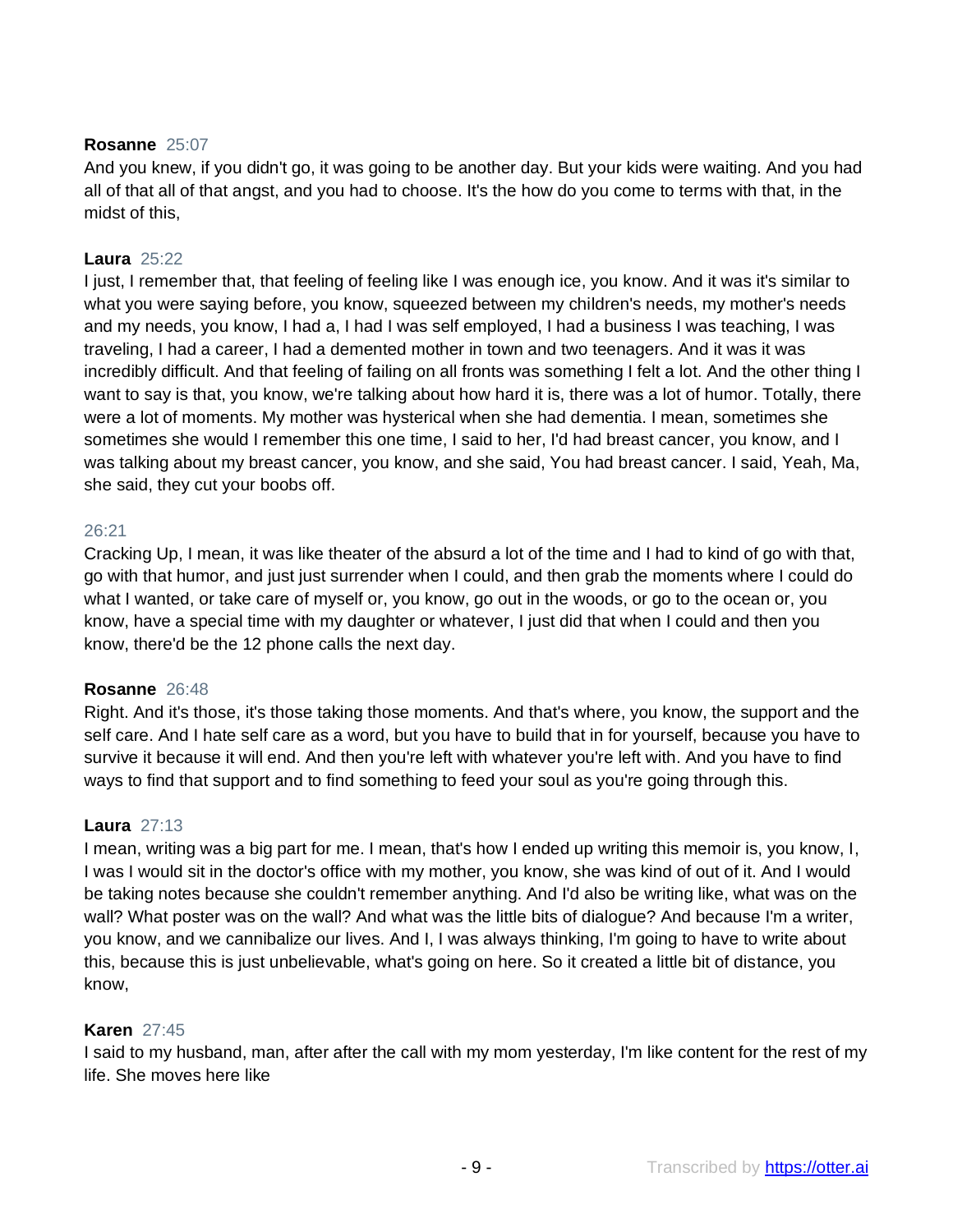**Rosanne** 25:07
And you knew, if you didn't go, it was going to be another day. But your kids were waiting. And you had all of that all of that angst, and you had to choose. It's the how do you come to terms with that, in the midst of this,

**Laura** 25:22
I just, I remember that, that feeling of feeling like I was enough ice, you know. And it was it's similar to what you were saying before, you know, squeezed between my children's needs, my mother's needs and my needs, you know, I had a, I had I was self employed, I had a business I was teaching, I was traveling, I had a career, I had a demented mother in town and two teenagers. And it was it was incredibly difficult. And that feeling of failing on all fronts was something I felt a lot. And the other thing I want to say is that, you know, we're talking about how hard it is, there was a lot of humor. Totally, there were a lot of moments. My mother was hysterical when she had dementia. I mean, sometimes she sometimes she would I remember this one time, I said to her, I'd had breast cancer, you know, and I was talking about my breast cancer, you know, and she said, You had breast cancer. I said, Yeah, Ma, she said, they cut your boobs off.

26:21
Cracking Up, I mean, it was like theater of the absurd a lot of the time and I had to kind of go with that, go with that humor, and just just surrender when I could, and then grab the moments where I could do what I wanted, or take care of myself or, you know, go out in the woods, or go to the ocean or, you know, have a special time with my daughter or whatever, I just did that when I could and then you know, there'd be the 12 phone calls the next day.

**Rosanne** 26:48
Right. And it's those, it's those taking those moments. And that's where, you know, the support and the self care. And I hate self care as a word, but you have to build that in for yourself, because you have to survive it because it will end. And then you're left with whatever you're left with. And you have to find ways to find that support and to find something to feed your soul as you're going through this.

**Laura** 27:13
I mean, writing was a big part for me. I mean, that's how I ended up writing this memoir is, you know, I, I was I would sit in the doctor's office with my mother, you know, she was kind of out of it. And I would be taking notes because she couldn't remember anything. And I'd also be writing like, what was on the wall? What poster was on the wall? And what was the little bits of dialogue? And because I'm a writer, you know, and we cannibalize our lives. And I, I was always thinking, I'm going to have to write about this, because this is just unbelievable, what's going on here. So it created a little bit of distance, you know,

**Karen** 27:45
I said to my husband, man, after after the call with my mom yesterday, I'm like content for the rest of my life. She moves here like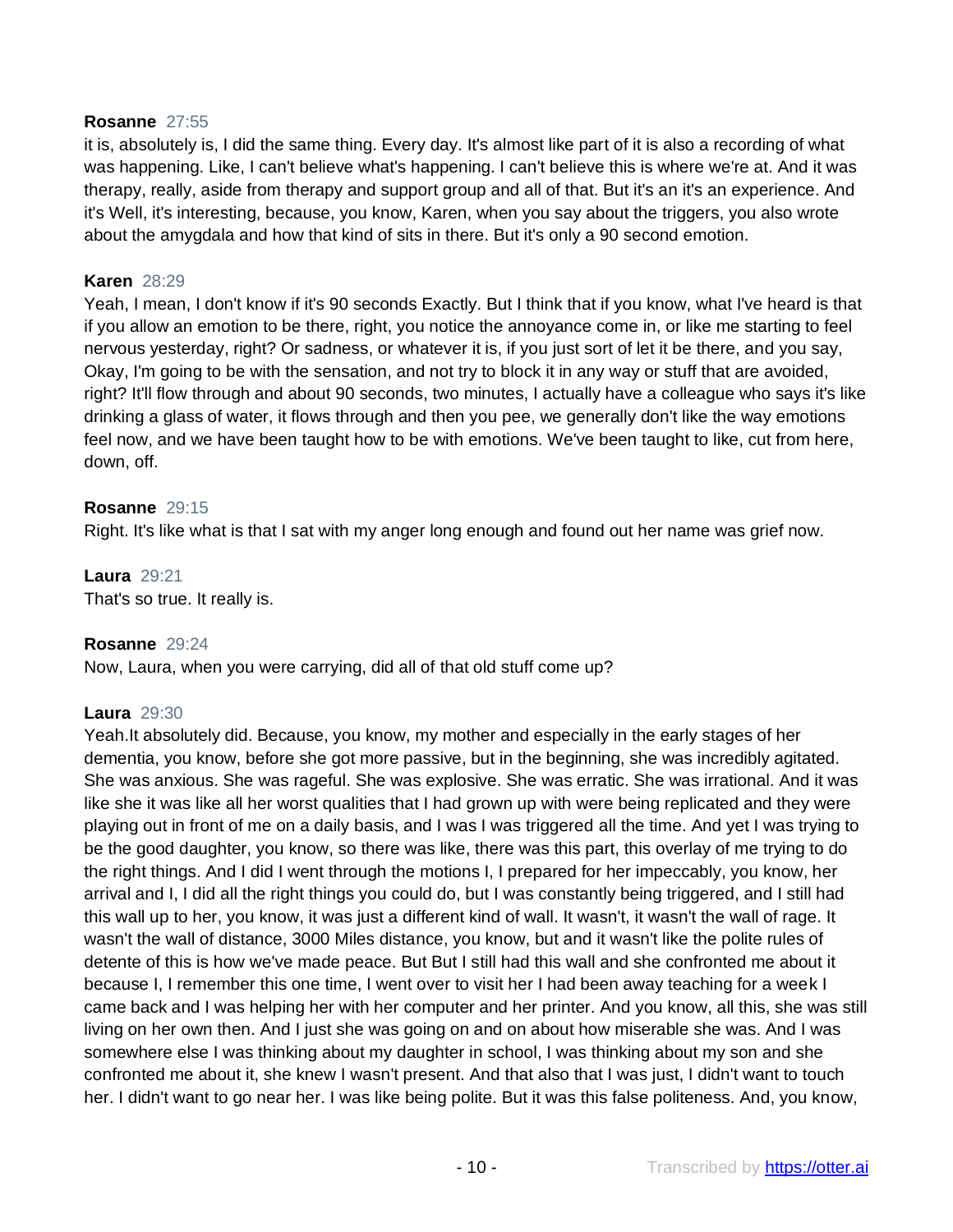**Rosanne** 27:55

it is, absolutely is, I did the same thing. Every day. It's almost like part of it is also a recording of what was happening. Like, I can't believe what's happening. I can't believe this is where we're at. And it was therapy, really, aside from therapy and support group and all of that. But it's an it's an experience. And it's Well, it's interesting, because, you know, Karen, when you say about the triggers, you also wrote about the amygdala and how that kind of sits in there. But it's only a 90 second emotion.

**Karen** 28:29

Yeah, I mean, I don't know if it's 90 seconds Exactly. But I think that if you know, what I've heard is that if you allow an emotion to be there, right, you notice the annoyance come in, or like me starting to feel nervous yesterday, right? Or sadness, or whatever it is, if you just sort of let it be there, and you say, Okay, I'm going to be with the sensation, and not try to block it in any way or stuff that are avoided, right? It'll flow through and about 90 seconds, two minutes, I actually have a colleague who says it's like drinking a glass of water, it flows through and then you pee, we generally don't like the way emotions feel now, and we have been taught how to be with emotions. We've been taught to like, cut from here, down, off.

**Rosanne** 29:15

Right. It's like what is that I sat with my anger long enough and found out her name was grief now.

**Laura** 29:21

That's so true. It really is.

**Rosanne** 29:24

Now, Laura, when you were carrying, did all of that old stuff come up?

**Laura** 29:30

Yeah.It absolutely did. Because, you know, my mother and especially in the early stages of her dementia, you know, before she got more passive, but in the beginning, she was incredibly agitated. She was anxious. She was rageful. She was explosive. She was erratic. She was irrational. And it was like she it was like all her worst qualities that I had grown up with were being replicated and they were playing out in front of me on a daily basis, and I was I was triggered all the time. And yet I was trying to be the good daughter, you know, so there was like, there was this part, this overlay of me trying to do the right things. And I did I went through the motions I, I prepared for her impeccably, you know, her arrival and I, I did all the right things you could do, but I was constantly being triggered, and I still had this wall up to her, you know, it was just a different kind of wall. It wasn't, it wasn't the wall of rage. It wasn't the wall of distance, 3000 Miles distance, you know, but and it wasn't like the polite rules of detente of this is how we've made peace. But But I still had this wall and she confronted me about it because I, I remember this one time, I went over to visit her I had been away teaching for a week I came back and I was helping her with her computer and her printer. And you know, all this, she was still living on her own then. And I just she was going on and on about how miserable she was. And I was somewhere else I was thinking about my daughter in school, I was thinking about my son and she confronted me about it, she knew I wasn't present. And that also that I was just, I didn't want to touch her. I didn't want to go near her. I was like being polite. But it was this false politeness. And, you know,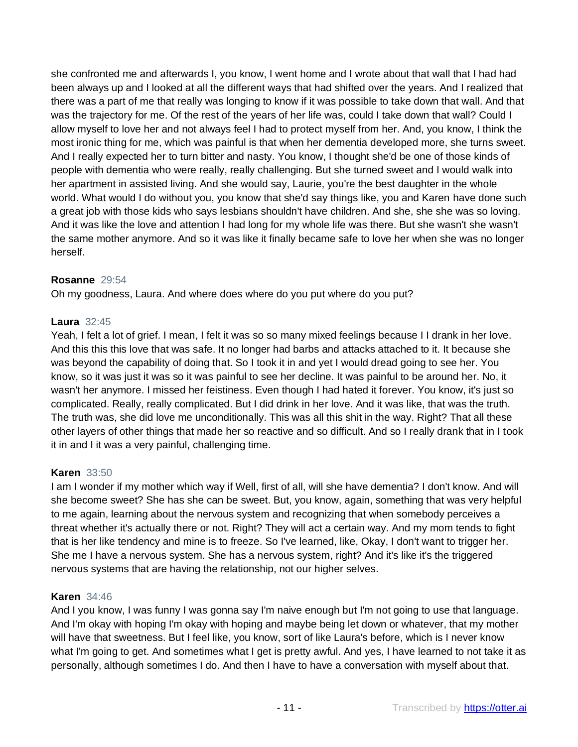she confronted me and afterwards I, you know, I went home and I wrote about that wall that I had had been always up and I looked at all the different ways that had shifted over the years. And I realized that there was a part of me that really was longing to know if it was possible to take down that wall. And that was the trajectory for me. Of the rest of the years of her life was, could I take down that wall? Could I allow myself to love her and not always feel I had to protect myself from her. And, you know, I think the most ironic thing for me, which was painful is that when her dementia developed more, she turns sweet. And I really expected her to turn bitter and nasty. You know, I thought she'd be one of those kinds of people with dementia who were really, really challenging. But she turned sweet and I would walk into her apartment in assisted living. And she would say, Laurie, you're the best daughter in the whole world. What would I do without you, you know that she'd say things like, you and Karen have done such a great job with those kids who says lesbians shouldn't have children. And she, she she was so loving. And it was like the love and attention I had long for my whole life was there. But she wasn't she wasn't the same mother anymore. And so it was like it finally became safe to love her when she was no longer herself.

**Rosanne** 29:54
Oh my goodness, Laura. And where does where do you put where do you put?

**Laura** 32:45
Yeah, I felt a lot of grief. I mean, I felt it was so so many mixed feelings because I I drank in her love. And this this this love that was safe. It no longer had barbs and attacks attached to it. It because she was beyond the capability of doing that. So I took it in and yet I would dread going to see her. You know, so it was just it was so it was painful to see her decline. It was painful to be around her. No, it wasn't her anymore. I missed her feistiness. Even though I had hated it forever. You know, it's just so complicated. Really, really complicated. But I did drink in her love. And it was like, that was the truth. The truth was, she did love me unconditionally. This was all this shit in the way. Right? That all these other layers of other things that made her so reactive and so difficult. And so I really drank that in I took it in and I it was a very painful, challenging time.

**Karen** 33:50
I am I wonder if my mother which way if Well, first of all, will she have dementia? I don't know. And will she become sweet? She has she can be sweet. But, you know, again, something that was very helpful to me again, learning about the nervous system and recognizing that when somebody perceives a threat whether it's actually there or not. Right? They will act a certain way. And my mom tends to fight that is her like tendency and mine is to freeze. So I've learned, like, Okay, I don't want to trigger her. She me I have a nervous system. She has a nervous system, right? And it's like it's the triggered nervous systems that are having the relationship, not our higher selves.

**Karen** 34:46
And I you know, I was funny I was gonna say I'm naive enough but I'm not going to use that language. And I'm okay with hoping I'm okay with hoping and maybe being let down or whatever, that my mother will have that sweetness. But I feel like, you know, sort of like Laura's before, which is I never know what I'm going to get. And sometimes what I get is pretty awful. And yes, I have learned to not take it as personally, although sometimes I do. And then I have to have a conversation with myself about that.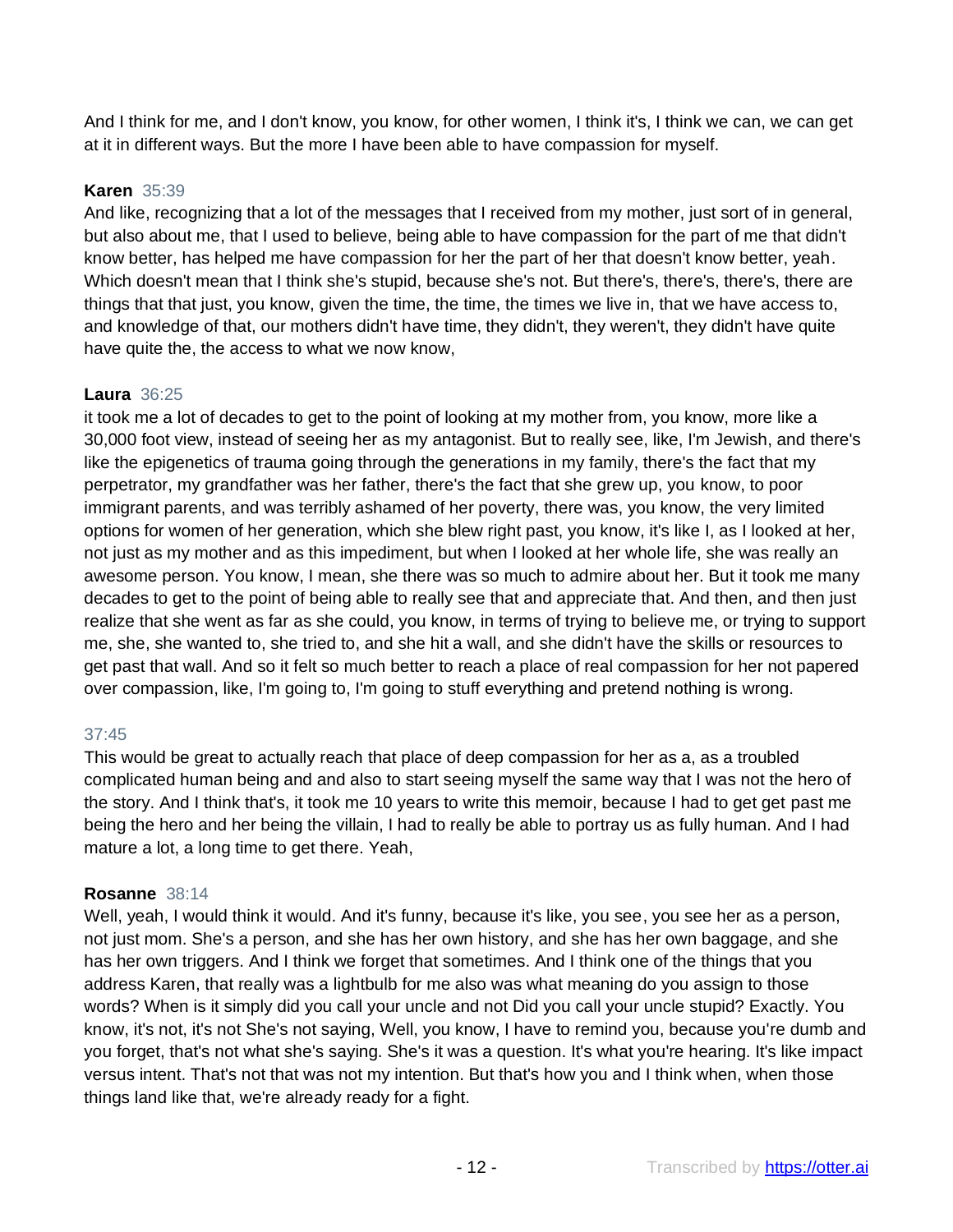And I think for me, and I don't know, you know, for other women, I think it's, I think we can, we can get at it in different ways. But the more I have been able to have compassion for myself.

**Karen** 35:39
And like, recognizing that a lot of the messages that I received from my mother, just sort of in general, but also about me, that I used to believe, being able to have compassion for the part of me that didn't know better, has helped me have compassion for her the part of her that doesn't know better, yeah. Which doesn't mean that I think she's stupid, because she's not. But there's, there's, there's, there are things that that just, you know, given the time, the time, the times we live in, that we have access to, and knowledge of that, our mothers didn't have time, they didn't, they weren't, they didn't have quite have quite the, the access to what we now know,

**Laura** 36:25
it took me a lot of decades to get to the point of looking at my mother from, you know, more like a 30,000 foot view, instead of seeing her as my antagonist. But to really see, like, I'm Jewish, and there's like the epigenetics of trauma going through the generations in my family, there's the fact that my perpetrator, my grandfather was her father, there's the fact that she grew up, you know, to poor immigrant parents, and was terribly ashamed of her poverty, there was, you know, the very limited options for women of her generation, which she blew right past, you know, it's like I, as I looked at her, not just as my mother and as this impediment, but when I looked at her whole life, she was really an awesome person. You know, I mean, she there was so much to admire about her. But it took me many decades to get to the point of being able to really see that and appreciate that. And then, and then just realize that she went as far as she could, you know, in terms of trying to believe me, or trying to support me, she, she wanted to, she tried to, and she hit a wall, and she didn't have the skills or resources to get past that wall. And so it felt so much better to reach a place of real compassion for her not papered over compassion, like, I'm going to, I'm going to stuff everything and pretend nothing is wrong.

37:45
This would be great to actually reach that place of deep compassion for her as a, as a troubled complicated human being and and also to start seeing myself the same way that I was not the hero of the story. And I think that's, it took me 10 years to write this memoir, because I had to get get past me being the hero and her being the villain, I had to really be able to portray us as fully human. And I had mature a lot, a long time to get there. Yeah,

**Rosanne** 38:14
Well, yeah, I would think it would. And it's funny, because it's like, you see, you see her as a person, not just mom. She's a person, and she has her own history, and she has her own baggage, and she has her own triggers. And I think we forget that sometimes. And I think one of the things that you address Karen, that really was a lightbulb for me also was what meaning do you assign to those words? When is it simply did you call your uncle and not Did you call your uncle stupid? Exactly. You know, it's not, it's not She's not saying, Well, you know, I have to remind you, because you're dumb and you forget, that's not what she's saying. She's it was a question. It's what you're hearing. It's like impact versus intent. That's not that was not my intention. But that's how you and I think when, when those things land like that, we're already ready for a fight.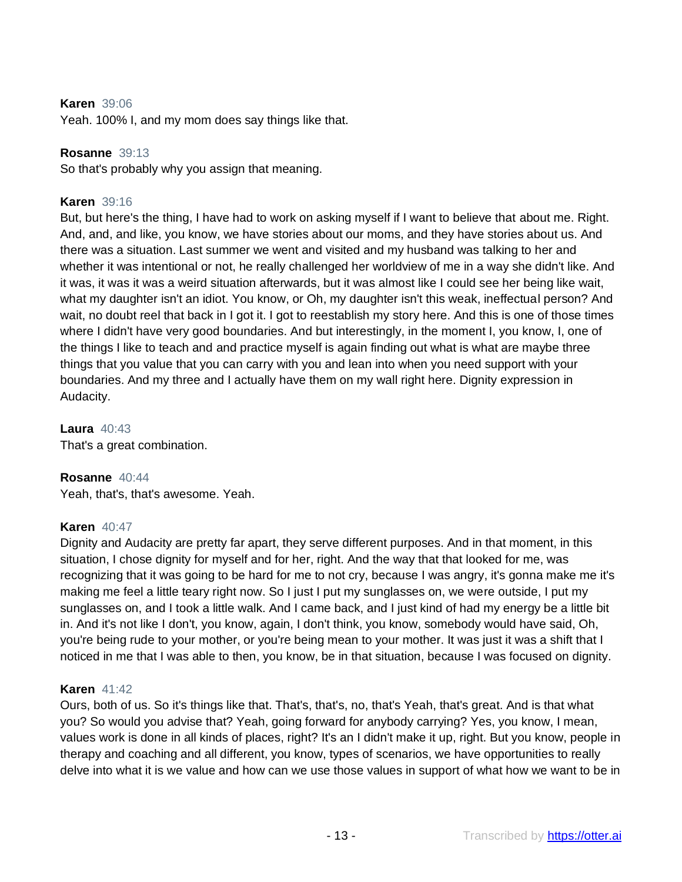**Karen** 39:06
Yeah. 100% I, and my mom does say things like that.

**Rosanne** 39:13
So that's probably why you assign that meaning.

**Karen** 39:16
But, but here's the thing, I have had to work on asking myself if I want to believe that about me. Right. And, and, and like, you know, we have stories about our moms, and they have stories about us. And there was a situation. Last summer we went and visited and my husband was talking to her and whether it was intentional or not, he really challenged her worldview of me in a way she didn't like. And it was, it was it was a weird situation afterwards, but it was almost like I could see her being like wait, what my daughter isn't an idiot. You know, or Oh, my daughter isn't this weak, ineffectual person? And wait, no doubt reel that back in I got it. I got to reestablish my story here. And this is one of those times where I didn't have very good boundaries. And but interestingly, in the moment I, you know, I, one of the things I like to teach and and practice myself is again finding out what is what are maybe three things that you value that you can carry with you and lean into when you need support with your boundaries. And my three and I actually have them on my wall right here. Dignity expression in Audacity.

**Laura** 40:43
That's a great combination.

**Rosanne** 40:44
Yeah, that's, that's awesome. Yeah.

**Karen** 40:47
Dignity and Audacity are pretty far apart, they serve different purposes. And in that moment, in this situation, I chose dignity for myself and for her, right. And the way that that looked for me, was recognizing that it was going to be hard for me to not cry, because I was angry, it's gonna make me it's making me feel a little teary right now. So I just I put my sunglasses on, we were outside, I put my sunglasses on, and I took a little walk. And I came back, and I just kind of had my energy be a little bit in. And it's not like I don't, you know, again, I don't think, you know, somebody would have said, Oh, you're being rude to your mother, or you're being mean to your mother. It was just it was a shift that I noticed in me that I was able to then, you know, be in that situation, because I was focused on dignity.

**Karen** 41:42
Ours, both of us. So it's things like that. That's, that's, no, that's Yeah, that's great. And is that what you? So would you advise that? Yeah, going forward for anybody carrying? Yes, you know, I mean, values work is done in all kinds of places, right? It's an I didn't make it up, right. But you know, people in therapy and coaching and all different, you know, types of scenarios, we have opportunities to really delve into what it is we value and how can we use those values in support of what how we want to be in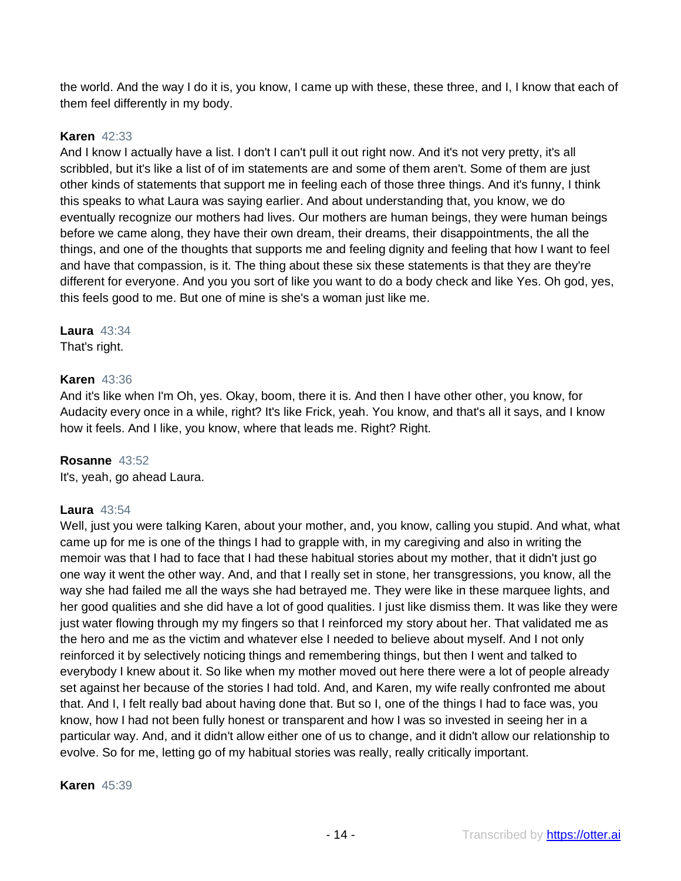the world. And the way I do it is, you know, I came up with these, these three, and I, I know that each of them feel differently in my body.

**Karen** 42:33
And I know I actually have a list. I don't I can't pull it out right now. And it's not very pretty, it's all scribbled, but it's like a list of of im statements are and some of them aren't. Some of them are just other kinds of statements that support me in feeling each of those three things. And it's funny, I think this speaks to what Laura was saying earlier. And about understanding that, you know, we do eventually recognize our mothers had lives. Our mothers are human beings, they were human beings before we came along, they have their own dream, their dreams, their disappointments, the all the things, and one of the thoughts that supports me and feeling dignity and feeling that how I want to feel and have that compassion, is it. The thing about these six these statements is that they are they're different for everyone. And you you sort of like you want to do a body check and like Yes. Oh god, yes, this feels good to me. But one of mine is she's a woman just like me.

**Laura** 43:34
That's right.

**Karen** 43:36
And it's like when I'm Oh, yes. Okay, boom, there it is. And then I have other other, you know, for Audacity every once in a while, right? It's like Frick, yeah. You know, and that's all it says, and I know how it feels. And I like, you know, where that leads me. Right? Right.

**Rosanne** 43:52
It's, yeah, go ahead Laura.

**Laura** 43:54
Well, just you were talking Karen, about your mother, and, you know, calling you stupid. And what, what came up for me is one of the things I had to grapple with, in my caregiving and also in writing the memoir was that I had to face that I had these habitual stories about my mother, that it didn't just go one way it went the other way. And, and that I really set in stone, her transgressions, you know, all the way she had failed me all the ways she had betrayed me. They were like in these marquee lights, and her good qualities and she did have a lot of good qualities. I just like dismiss them. It was like they were just water flowing through my my fingers so that I reinforced my story about her. That validated me as the hero and me as the victim and whatever else I needed to believe about myself. And I not only reinforced it by selectively noticing things and remembering things, but then I went and talked to everybody I knew about it. So like when my mother moved out here there were a lot of people already set against her because of the stories I had told. And, and Karen, my wife really confronted me about that. And I, I felt really bad about having done that. But so I, one of the things I had to face was, you know, how I had not been fully honest or transparent and how I was so invested in seeing her in a particular way. And, and it didn't allow either one of us to change, and it didn't allow our relationship to evolve. So for me, letting go of my habitual stories was really, really critically important.

**Karen** 45:39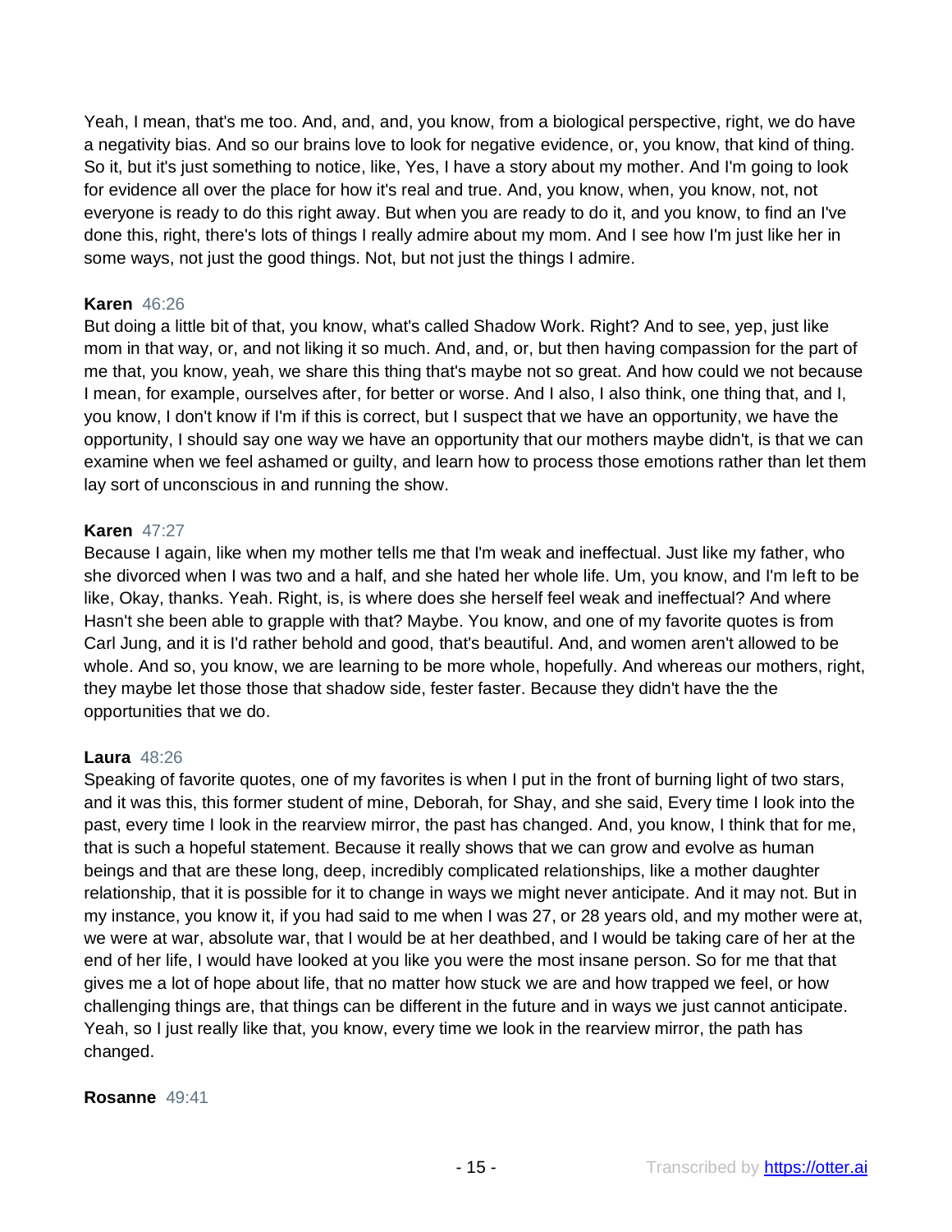Yeah, I mean, that's me too. And, and, and, you know, from a biological perspective, right, we do have a negativity bias. And so our brains love to look for negative evidence, or, you know, that kind of thing. So it, but it's just something to notice, like, Yes, I have a story about my mother. And I'm going to look for evidence all over the place for how it's real and true. And, you know, when, you know, not, not everyone is ready to do this right away. But when you are ready to do it, and you know, to find an I've done this, right, there's lots of things I really admire about my mom. And I see how I'm just like her in some ways, not just the good things. Not, but not just the things I admire.

**Karen** 46:26
But doing a little bit of that, you know, what's called Shadow Work. Right? And to see, yep, just like mom in that way, or, and not liking it so much. And, and, or, but then having compassion for the part of me that, you know, yeah, we share this thing that's maybe not so great. And how could we not because I mean, for example, ourselves after, for better or worse. And I also, I also think, one thing that, and I, you know, I don't know if I'm if this is correct, but I suspect that we have an opportunity, we have the opportunity, I should say one way we have an opportunity that our mothers maybe didn't, is that we can examine when we feel ashamed or guilty, and learn how to process those emotions rather than let them lay sort of unconscious in and running the show.

**Karen** 47:27
Because I again, like when my mother tells me that I'm weak and ineffectual. Just like my father, who she divorced when I was two and a half, and she hated her whole life. Um, you know, and I'm left to be like, Okay, thanks. Yeah. Right, is, is where does she herself feel weak and ineffectual? And where Hasn't she been able to grapple with that? Maybe. You know, and one of my favorite quotes is from Carl Jung, and it is I'd rather behold and good, that's beautiful. And, and women aren't allowed to be whole. And so, you know, we are learning to be more whole, hopefully. And whereas our mothers, right, they maybe let those those that shadow side, fester faster. Because they didn't have the the opportunities that we do.

**Laura** 48:26
Speaking of favorite quotes, one of my favorites is when I put in the front of burning light of two stars, and it was this, this former student of mine, Deborah, for Shay, and she said, Every time I look into the past, every time I look in the rearview mirror, the past has changed. And, you know, I think that for me, that is such a hopeful statement. Because it really shows that we can grow and evolve as human beings and that are these long, deep, incredibly complicated relationships, like a mother daughter relationship, that it is possible for it to change in ways we might never anticipate. And it may not. But in my instance, you know it, if you had said to me when I was 27, or 28 years old, and my mother were at, we were at war, absolute war, that I would be at her deathbed, and I would be taking care of her at the end of her life, I would have looked at you like you were the most insane person. So for me that that gives me a lot of hope about life, that no matter how stuck we are and how trapped we feel, or how challenging things are, that things can be different in the future and in ways we just cannot anticipate. Yeah, so I just really like that, you know, every time we look in the rearview mirror, the path has changed.

**Rosanne** 49:41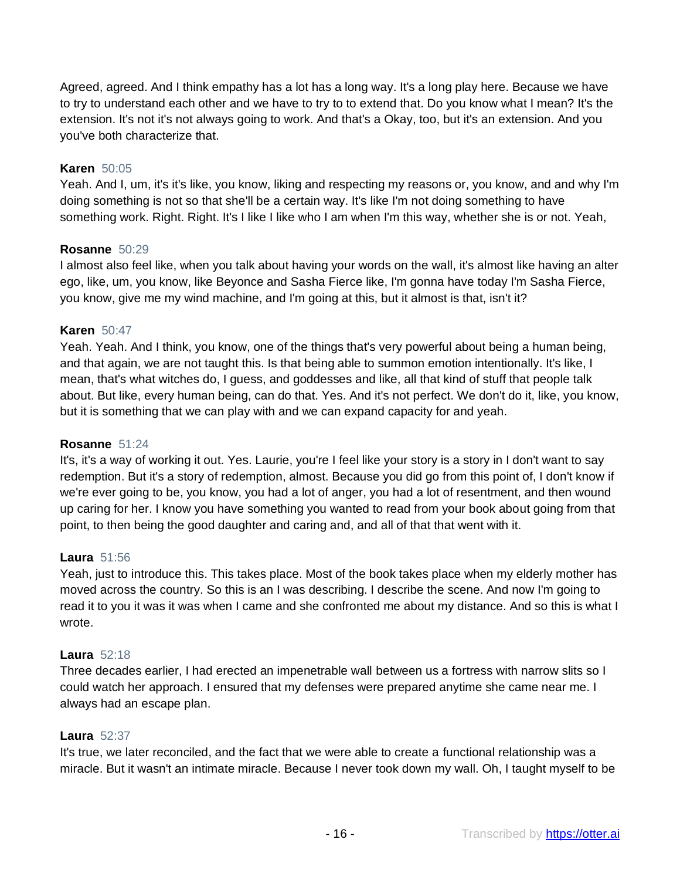Agreed, agreed. And I think empathy has a lot has a long way. It's a long play here. Because we have to try to understand each other and we have to try to to extend that. Do you know what I mean? It's the extension. It's not it's not always going to work. And that's a Okay, too, but it's an extension. And you you've both characterize that.

**Karen** 50:05
Yeah. And I, um, it's it's like, you know, liking and respecting my reasons or, you know, and and why I'm doing something is not so that she'll be a certain way. It's like I'm not doing something to have something work. Right. Right. It's I like I like who I am when I'm this way, whether she is or not. Yeah,

**Rosanne** 50:29
I almost also feel like, when you talk about having your words on the wall, it's almost like having an alter ego, like, um, you know, like Beyonce and Sasha Fierce like, I'm gonna have today I'm Sasha Fierce, you know, give me my wind machine, and I'm going at this, but it almost is that, isn't it?

**Karen** 50:47
Yeah. Yeah. And I think, you know, one of the things that's very powerful about being a human being, and that again, we are not taught this. Is that being able to summon emotion intentionally. It's like, I mean, that's what witches do, I guess, and goddesses and like, all that kind of stuff that people talk about. But like, every human being, can do that. Yes. And it's not perfect. We don't do it, like, you know, but it is something that we can play with and we can expand capacity for and yeah.

**Rosanne** 51:24
It's, it's a way of working it out. Yes. Laurie, you're I feel like your story is a story in I don't want to say redemption. But it's a story of redemption, almost. Because you did go from this point of, I don't know if we're ever going to be, you know, you had a lot of anger, you had a lot of resentment, and then wound up caring for her. I know you have something you wanted to read from your book about going from that point, to then being the good daughter and caring and, and all of that that went with it.

**Laura** 51:56
Yeah, just to introduce this. This takes place. Most of the book takes place when my elderly mother has moved across the country. So this is an I was describing. I describe the scene. And now I'm going to read it to you it was it was when I came and she confronted me about my distance. And so this is what I wrote.

**Laura** 52:18
Three decades earlier, I had erected an impenetrable wall between us a fortress with narrow slits so I could watch her approach. I ensured that my defenses were prepared anytime she came near me. I always had an escape plan.

**Laura** 52:37
It's true, we later reconciled, and the fact that we were able to create a functional relationship was a miracle. But it wasn't an intimate miracle. Because I never took down my wall. Oh, I taught myself to be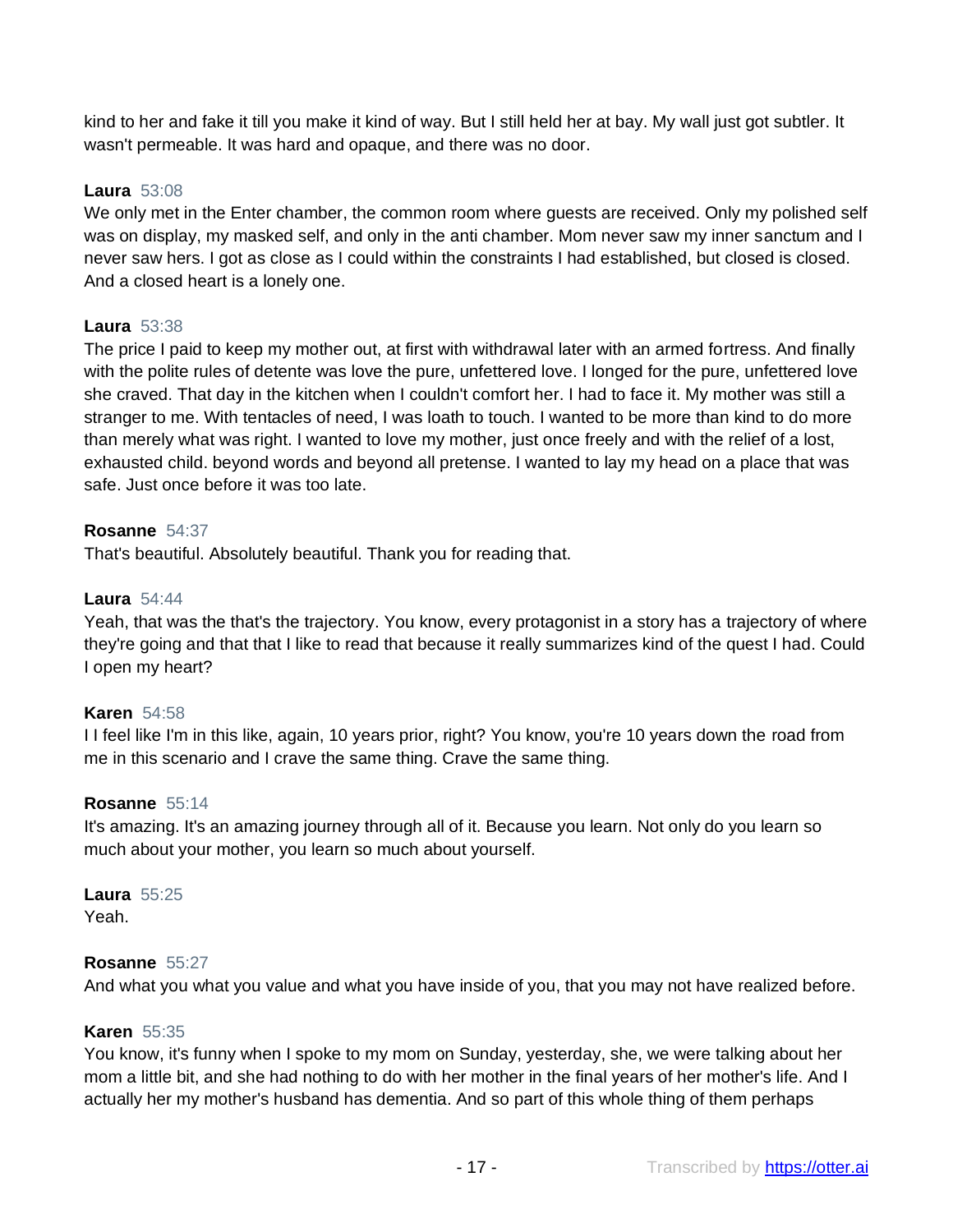kind to her and fake it till you make it kind of way. But I still held her at bay. My wall just got subtler. It wasn't permeable. It was hard and opaque, and there was no door.

**Laura** 53:08
We only met in the Enter chamber, the common room where guests are received. Only my polished self was on display, my masked self, and only in the anti chamber. Mom never saw my inner sanctum and I never saw hers. I got as close as I could within the constraints I had established, but closed is closed. And a closed heart is a lonely one.

**Laura** 53:38
The price I paid to keep my mother out, at first with withdrawal later with an armed fortress. And finally with the polite rules of detente was love the pure, unfettered love. I longed for the pure, unfettered love she craved. That day in the kitchen when I couldn't comfort her. I had to face it. My mother was still a stranger to me. With tentacles of need, I was loath to touch. I wanted to be more than kind to do more than merely what was right. I wanted to love my mother, just once freely and with the relief of a lost, exhausted child. beyond words and beyond all pretense. I wanted to lay my head on a place that was safe. Just once before it was too late.

**Rosanne** 54:37
That's beautiful. Absolutely beautiful. Thank you for reading that.

**Laura** 54:44
Yeah, that was the that's the trajectory. You know, every protagonist in a story has a trajectory of where they're going and that that I like to read that because it really summarizes kind of the quest I had. Could I open my heart?

**Karen** 54:58
I I feel like I'm in this like, again, 10 years prior, right? You know, you're 10 years down the road from me in this scenario and I crave the same thing. Crave the same thing.

**Rosanne** 55:14
It's amazing. It's an amazing journey through all of it. Because you learn. Not only do you learn so much about your mother, you learn so much about yourself.

**Laura** 55:25
Yeah.

**Rosanne** 55:27
And what you what you value and what you have inside of you, that you may not have realized before.

**Karen** 55:35
You know, it's funny when I spoke to my mom on Sunday, yesterday, she, we were talking about her mom a little bit, and she had nothing to do with her mother in the final years of her mother's life. And I actually her my mother's husband has dementia. And so part of this whole thing of them perhaps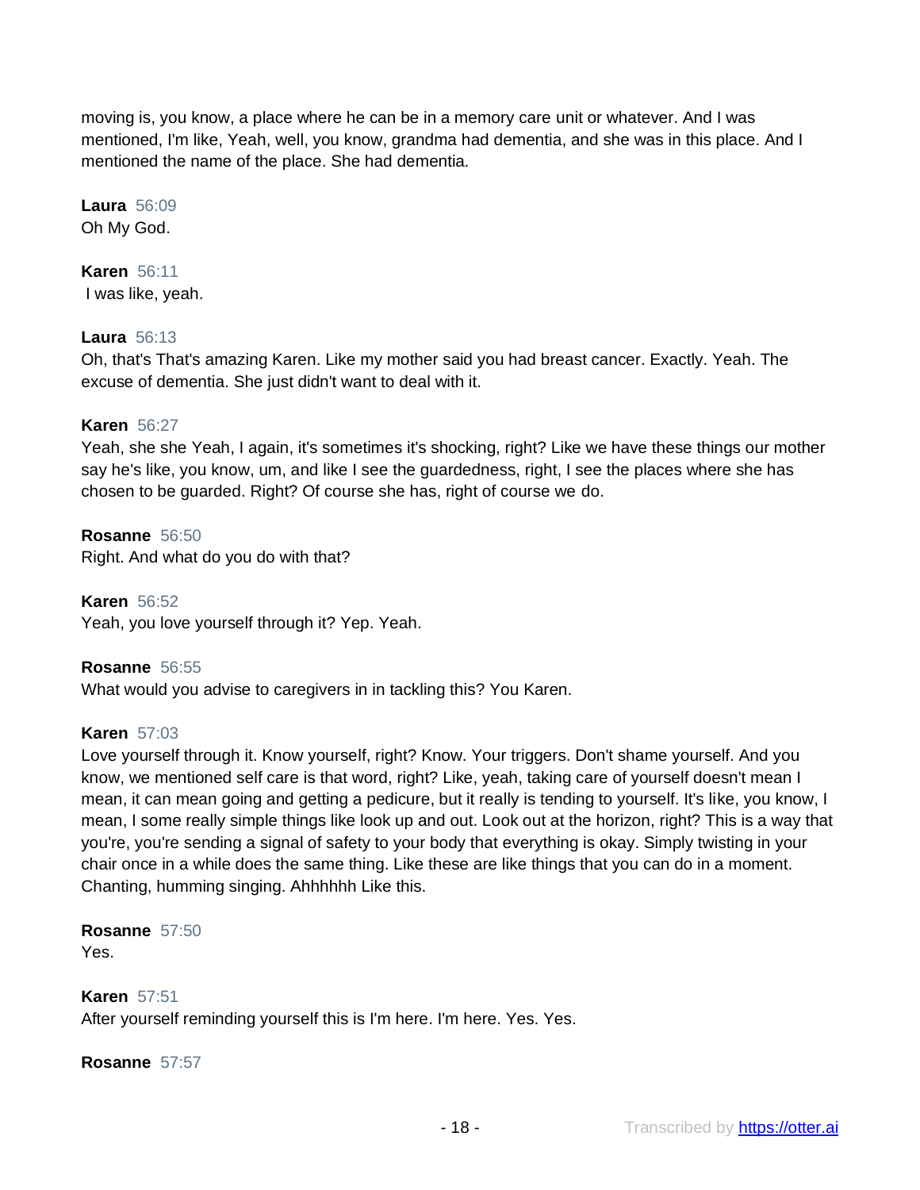moving is, you know, a place where he can be in a memory care unit or whatever. And I was mentioned, I'm like, Yeah, well, you know, grandma had dementia, and she was in this place. And I mentioned the name of the place. She had dementia.

**Laura** 56:09
Oh My God.

**Karen** 56:11
I was like, yeah.

**Laura** 56:13
Oh, that's That's amazing Karen. Like my mother said you had breast cancer. Exactly. Yeah. The excuse of dementia. She just didn't want to deal with it.

**Karen** 56:27
Yeah, she she Yeah, I again, it's sometimes it's shocking, right? Like we have these things our mother say he's like, you know, um, and like I see the guardedness, right, I see the places where she has chosen to be guarded. Right? Of course she has, right of course we do.

**Rosanne** 56:50
Right. And what do you do with that?

**Karen** 56:52
Yeah, you love yourself through it? Yep. Yeah.

**Rosanne** 56:55
What would you advise to caregivers in in tackling this? You Karen.

**Karen** 57:03
Love yourself through it. Know yourself, right? Know. Your triggers. Don't shame yourself. And you know, we mentioned self care is that word, right? Like, yeah, taking care of yourself doesn't mean I mean, it can mean going and getting a pedicure, but it really is tending to yourself. It's like, you know, I mean, I some really simple things like look up and out. Look out at the horizon, right? This is a way that you're, you're sending a signal of safety to your body that everything is okay. Simply twisting in your chair once in a while does the same thing. Like these are like things that you can do in a moment. Chanting, humming singing. Ahhhhhh Like this.

**Rosanne** 57:50
Yes.

**Karen** 57:51
After yourself reminding yourself this is I'm here. I'm here. Yes. Yes.

**Rosanne** 57:57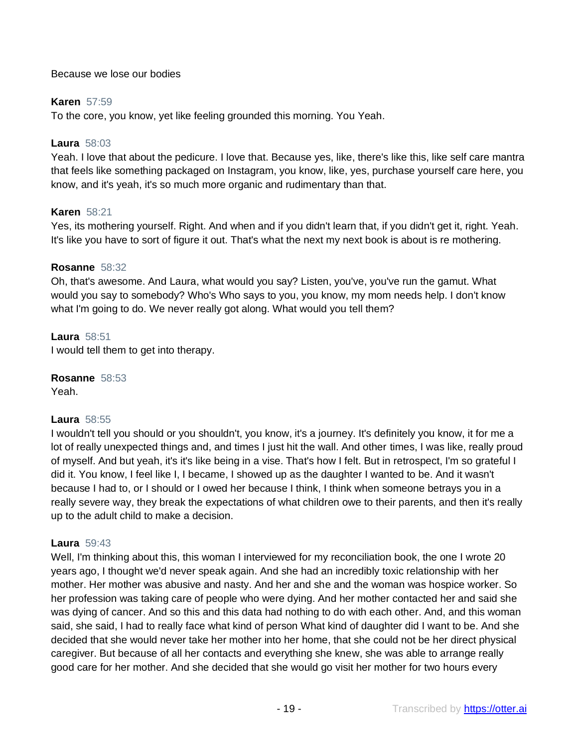Because we lose our bodies

**Karen** 57:59
To the core, you know, yet like feeling grounded this morning. You Yeah.

**Laura** 58:03
Yeah. I love that about the pedicure. I love that. Because yes, like, there's like this, like self care mantra that feels like something packaged on Instagram, you know, like, yes, purchase yourself care here, you know, and it's yeah, it's so much more organic and rudimentary than that.

**Karen** 58:21
Yes, its mothering yourself. Right. And when and if you didn't learn that, if you didn't get it, right. Yeah. It's like you have to sort of figure it out. That's what the next my next book is about is re mothering.

**Rosanne** 58:32
Oh, that's awesome. And Laura, what would you say? Listen, you've, you've run the gamut. What would you say to somebody? Who's Who says to you, you know, my mom needs help. I don't know what I'm going to do. We never really got along. What would you tell them?

**Laura** 58:51
I would tell them to get into therapy.

**Rosanne** 58:53
Yeah.

**Laura** 58:55
I wouldn't tell you should or you shouldn't, you know, it's a journey. It's definitely you know, it for me a lot of really unexpected things and, and times I just hit the wall. And other times, I was like, really proud of myself. And but yeah, it's it's like being in a vise. That's how I felt. But in retrospect, I'm so grateful I did it. You know, I feel like I, I became, I showed up as the daughter I wanted to be. And it wasn't because I had to, or I should or I owed her because I think, I think when someone betrays you in a really severe way, they break the expectations of what children owe to their parents, and then it's really up to the adult child to make a decision.

**Laura** 59:43
Well, I'm thinking about this, this woman I interviewed for my reconciliation book, the one I wrote 20 years ago, I thought we'd never speak again. And she had an incredibly toxic relationship with her mother. Her mother was abusive and nasty. And her and she and the woman was hospice worker. So her profession was taking care of people who were dying. And her mother contacted her and said she was dying of cancer. And so this and this data had nothing to do with each other. And, and this woman said, she said, I had to really face what kind of person What kind of daughter did I want to be. And she decided that she would never take her mother into her home, that she could not be her direct physical caregiver. But because of all her contacts and everything she knew, she was able to arrange really good care for her mother. And she decided that she would go visit her mother for two hours every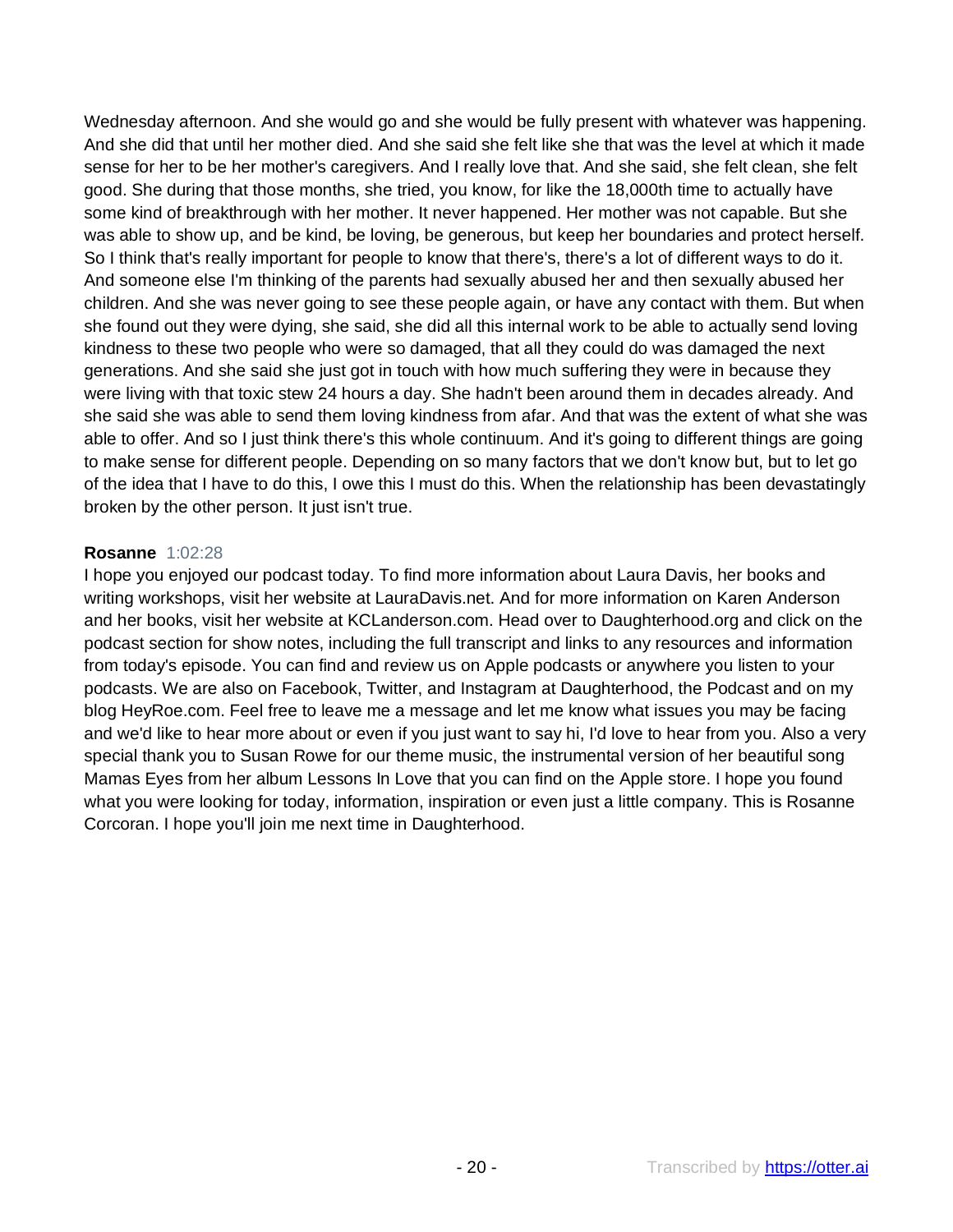Wednesday afternoon. And she would go and she would be fully present with whatever was happening. And she did that until her mother died. And she said she felt like she that was the level at which it made sense for her to be her mother's caregivers. And I really love that. And she said, she felt clean, she felt good. She during that those months, she tried, you know, for like the 18,000th time to actually have some kind of breakthrough with her mother. It never happened. Her mother was not capable. But she was able to show up, and be kind, be loving, be generous, but keep her boundaries and protect herself. So I think that's really important for people to know that there's, there's a lot of different ways to do it. And someone else I'm thinking of the parents had sexually abused her and then sexually abused her children. And she was never going to see these people again, or have any contact with them. But when she found out they were dying, she said, she did all this internal work to be able to actually send loving kindness to these two people who were so damaged, that all they could do was damaged the next generations. And she said she just got in touch with how much suffering they were in because they were living with that toxic stew 24 hours a day. She hadn't been around them in decades already. And she said she was able to send them loving kindness from afar. And that was the extent of what she was able to offer. And so I just think there's this whole continuum. And it's going to different things are going to make sense for different people. Depending on so many factors that we don't know but, but to let go of the idea that I have to do this, I owe this I must do this. When the relationship has been devastatingly broken by the other person. It just isn't true.

**Rosanne** 1:02:28
I hope you enjoyed our podcast today. To find more information about Laura Davis, her books and writing workshops, visit her website at LauraDavis.net. And for more information on Karen Anderson and her books, visit her website at KCLanderson.com. Head over to Daughterhood.org and click on the podcast section for show notes, including the full transcript and links to any resources and information from today's episode. You can find and review us on Apple podcasts or anywhere you listen to your podcasts. We are also on Facebook, Twitter, and Instagram at Daughterhood, the Podcast and on my blog HeyRoe.com. Feel free to leave me a message and let me know what issues you may be facing and we'd like to hear more about or even if you just want to say hi, I'd love to hear from you. Also a very special thank you to Susan Rowe for our theme music, the instrumental version of her beautiful song Mamas Eyes from her album Lessons In Love that you can find on the Apple store. I hope you found what you were looking for today, information, inspiration or even just a little company. This is Rosanne Corcoran. I hope you'll join me next time in Daughterhood.